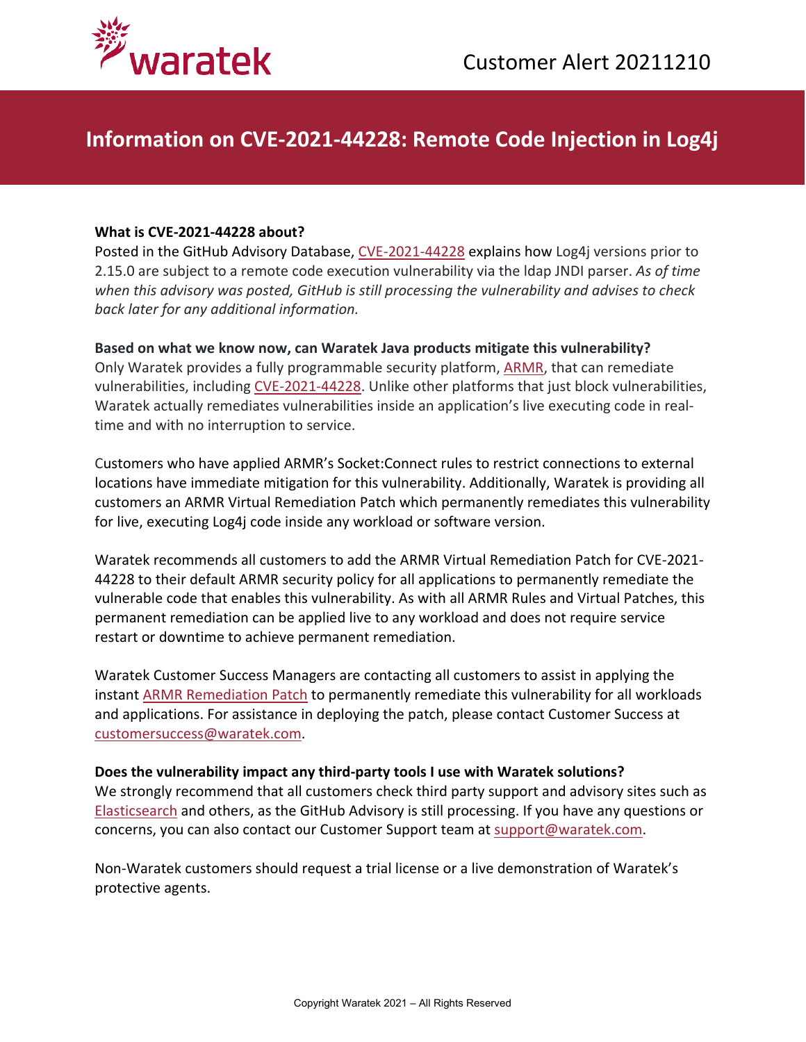Customer Alert 20211210

# Information on CVE-2021-44228: Remote Code Injection in Log4j

**What is CVE-2021-44228 about?**

Posted in the GitHub Advisory Database, CVE-2021-44228 explains how Log4j versions prior to 2.15.0 are subject to a remote code execution vulnerability via the ldap JNDI parser. *As of time when this advisory was posted, GitHub is still processing the vulnerability and advises to check back later for any additional information.*

**Based on what we know now, can Waratek Java products mitigate this vulnerability?**

Only Waratek provides a fully programmable security platform, ARMR, that can remediate vulnerabilities, including CVE-2021-44228. Unlike other platforms that just block vulnerabilities, Waratek actually remediates vulnerabilities inside an application's live executing code in real-time and with no interruption to service.

Customers who have applied ARMR's Socket:Connect rules to restrict connections to external locations have immediate mitigation for this vulnerability. Additionally, Waratek is providing all customers an ARMR Virtual Remediation Patch which permanently remediates this vulnerability for live, executing Log4j code inside any workload or software version.

Waratek recommends all customers to add the ARMR Virtual Remediation Patch for CVE-2021-44228 to their default ARMR security policy for all applications to permanently remediate the vulnerable code that enables this vulnerability. As with all ARMR Rules and Virtual Patches, this permanent remediation can be applied live to any workload and does not require service restart or downtime to achieve permanent remediation.

Waratek Customer Success Managers are contacting all customers to assist in applying the instant ARMR Remediation Patch to permanently remediate this vulnerability for all workloads and applications. For assistance in deploying the patch, please contact Customer Success at customersuccess@waratek.com.

**Does the vulnerability impact any third-party tools I use with Waratek solutions?**

We strongly recommend that all customers check third party support and advisory sites such as Elasticsearch and others, as the GitHub Advisory is still processing. If you have any questions or concerns, you can also contact our Customer Support team at support@waratek.com.

Non-Waratek customers should request a trial license or a live demonstration of Waratek's protective agents.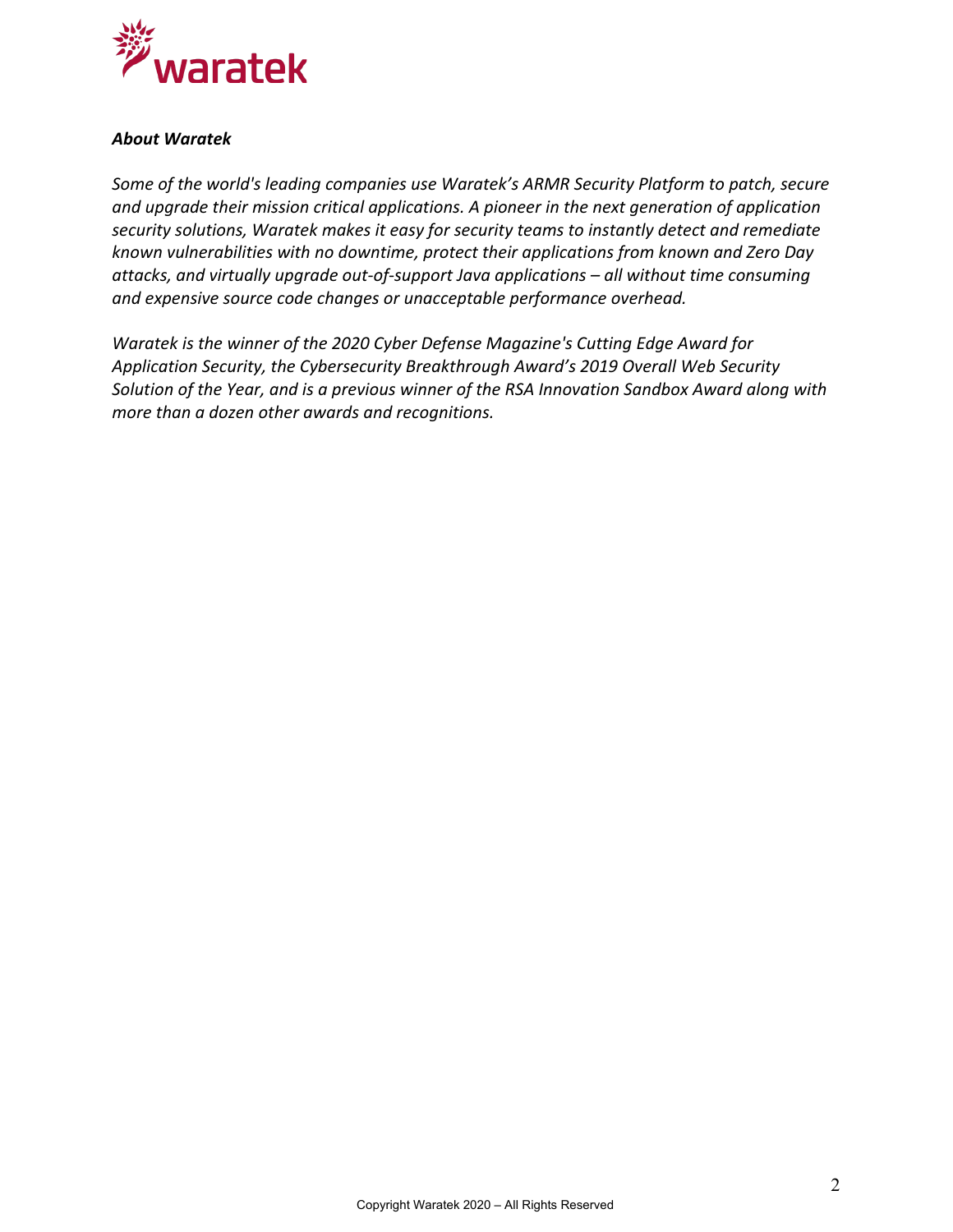***About Waratek***

*Some of the world's leading companies use Waratek's ARMR Security Platform to patch, secure and upgrade their mission critical applications. A pioneer in the next generation of application security solutions, Waratek makes it easy for security teams to instantly detect and remediate known vulnerabilities with no downtime, protect their applications from known and Zero Day attacks, and virtually upgrade out-of-support Java applications – all without time consuming and expensive source code changes or unacceptable performance overhead.*

*Waratek is the winner of the 2020 Cyber Defense Magazine's Cutting Edge Award for Application Security, the Cybersecurity Breakthrough Award's 2019 Overall Web Security Solution of the Year, and is a previous winner of the RSA Innovation Sandbox Award along with more than a dozen other awards and recognitions.*